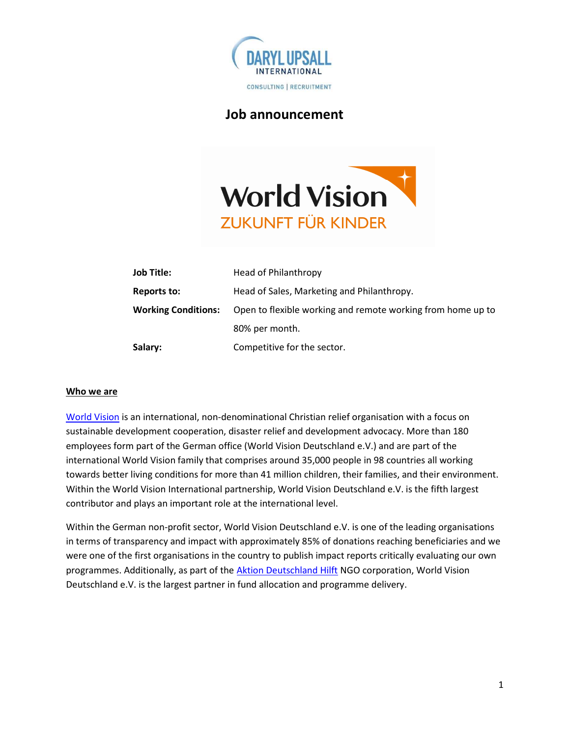# Job announcement

| | |
|---|---|
| **Job Title:** | Head of Philanthropy |
| **Reports to:** | Head of Sales, Marketing and Philanthropy. |
| **Working Conditions:** | Open to flexible working and remote working from home up to 80% per month. |
| **Salary:** | Competitive for the sector. |

## Who we are

World Vision is an international, non-denominational Christian relief organisation with a focus on sustainable development cooperation, disaster relief and development advocacy. More than 180 employees form part of the German office (World Vision Deutschland e.V.) and are part of the international World Vision family that comprises around 35,000 people in 98 countries all working towards better living conditions for more than 41 million children, their families, and their environment. Within the World Vision International partnership, World Vision Deutschland e.V. is the fifth largest contributor and plays an important role at the international level.

Within the German non-profit sector, World Vision Deutschland e.V. is one of the leading organisations in terms of transparency and impact with approximately 85% of donations reaching beneficiaries and we were one of the first organisations in the country to publish impact reports critically evaluating our own programmes. Additionally, as part of the Aktion Deutschland Hilft NGO corporation, World Vision Deutschland e.V. is the largest partner in fund allocation and programme delivery.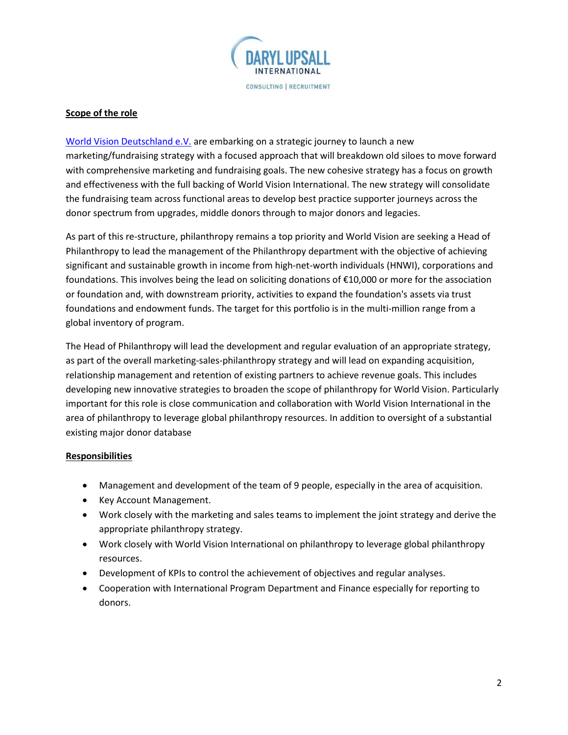**Scope of the role**

[World Vision Deutschland e.V.](#) are embarking on a strategic journey to launch a new marketing/fundraising strategy with a focused approach that will breakdown old siloes to move forward with comprehensive marketing and fundraising goals. The new cohesive strategy has a focus on growth and effectiveness with the full backing of World Vision International. The new strategy will consolidate the fundraising team across functional areas to develop best practice supporter journeys across the donor spectrum from upgrades, middle donors through to major donors and legacies.

As part of this re-structure, philanthropy remains a top priority and World Vision are seeking a Head of Philanthropy to lead the management of the Philanthropy department with the objective of achieving significant and sustainable growth in income from high-net-worth individuals (HNWI), corporations and foundations. This involves being the lead on soliciting donations of €10,000 or more for the association or foundation and, with downstream priority, activities to expand the foundation's assets via trust foundations and endowment funds. The target for this portfolio is in the multi-million range from a global inventory of program.

The Head of Philanthropy will lead the development and regular evaluation of an appropriate strategy, as part of the overall marketing-sales-philanthropy strategy and will lead on expanding acquisition, relationship management and retention of existing partners to achieve revenue goals. This includes developing new innovative strategies to broaden the scope of philanthropy for World Vision. Particularly important for this role is close communication and collaboration with World Vision International in the area of philanthropy to leverage global philanthropy resources. In addition to oversight of a substantial existing major donor database

**Responsibilities**

- Management and development of the team of 9 people, especially in the area of acquisition.
- Key Account Management.
- Work closely with the marketing and sales teams to implement the joint strategy and derive the appropriate philanthropy strategy.
- Work closely with World Vision International on philanthropy to leverage global philanthropy resources.
- Development of KPIs to control the achievement of objectives and regular analyses.
- Cooperation with International Program Department and Finance especially for reporting to donors.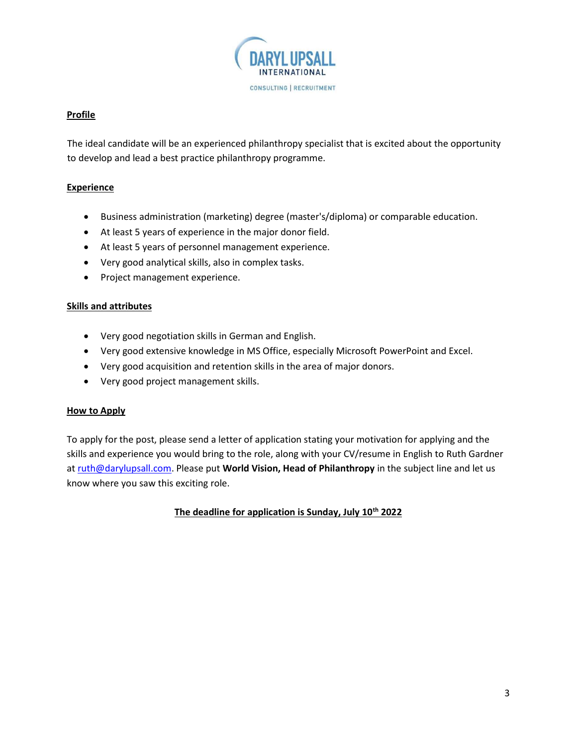## Profile

The ideal candidate will be an experienced philanthropy specialist that is excited about the opportunity to develop and lead a best practice philanthropy programme.

## Experience

- Business administration (marketing) degree (master's/diploma) or comparable education.
- At least 5 years of experience in the major donor field.
- At least 5 years of personnel management experience.
- Very good analytical skills, also in complex tasks.
- Project management experience.

## Skills and attributes

- Very good negotiation skills in German and English.
- Very good extensive knowledge in MS Office, especially Microsoft PowerPoint and Excel.
- Very good acquisition and retention skills in the area of major donors.
- Very good project management skills.

## How to Apply

To apply for the post, please send a letter of application stating your motivation for applying and the skills and experience you would bring to the role, along with your CV/resume in English to Ruth Gardner at ruth@darylupsall.com. Please put **World Vision, Head of Philanthropy** in the subject line and let us know where you saw this exciting role.

**The deadline for application is Sunday, July 10th 2022**